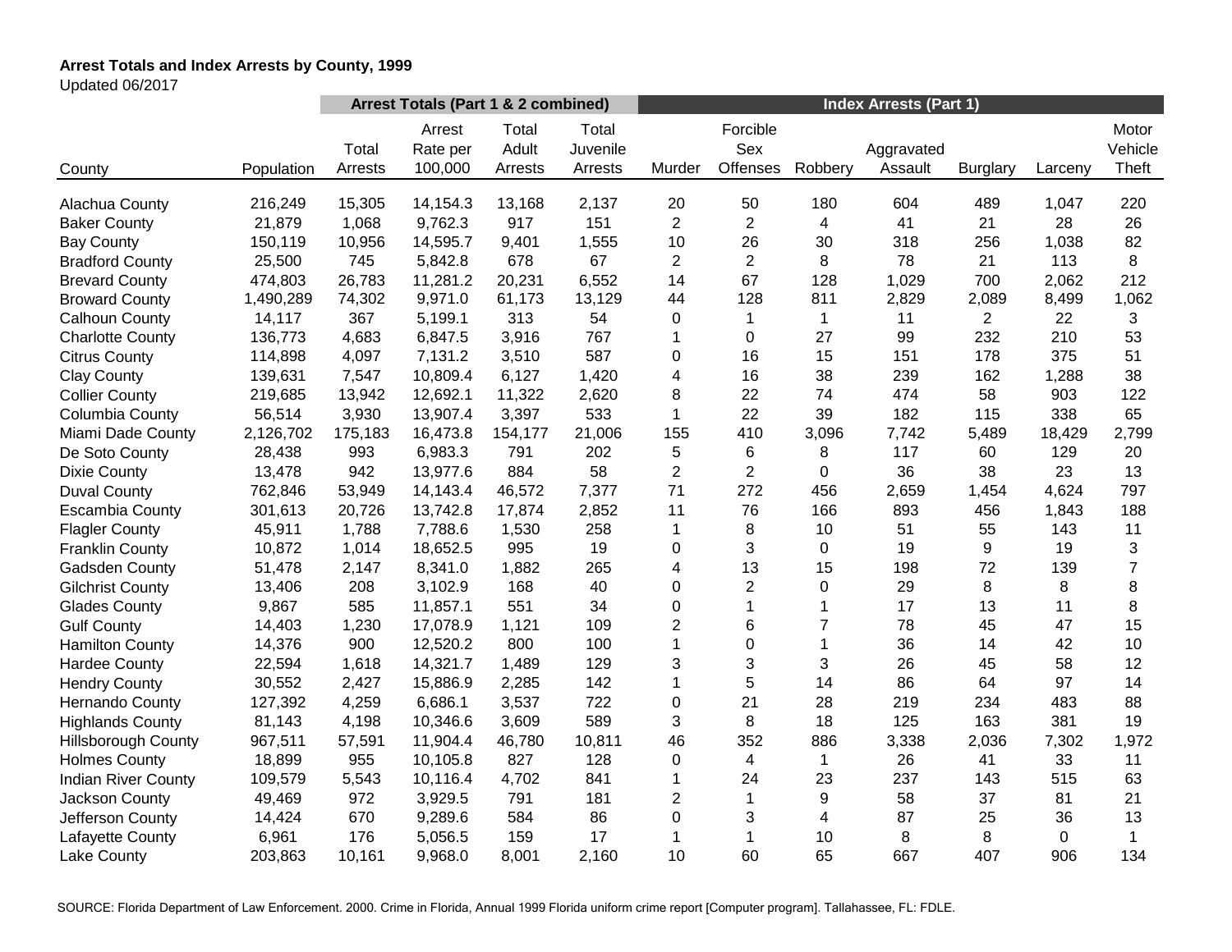**Arrest Totals and Index Arrests by County, 1999**

Updated 06/2017

| | | Arrest Totals (Part 1 & 2 combined) | | | | Index Arrests (Part 1) | | | | | | |
|---|---|---|---|---|---|---|---|---|---|---|---|---|
| County | Population | Total Arrests | Arrest Rate per 100,000 | Total Adult Arrests | Total Juvenile Arrests | Murder | Forcible Sex Offenses | Robbery | Aggravated Assault | Burglary | Larceny | Motor Vehicle Theft |
| Alachua County | 216,249 | 15,305 | 14,154.3 | 13,168 | 2,137 | 20 | 50 | 180 | 604 | 489 | 1,047 | 220 |
| Baker County | 21,879 | 1,068 | 9,762.3 | 917 | 151 | 2 | 2 | 4 | 41 | 21 | 28 | 26 |
| Bay County | 150,119 | 10,956 | 14,595.7 | 9,401 | 1,555 | 10 | 26 | 30 | 318 | 256 | 1,038 | 82 |
| Bradford County | 25,500 | 745 | 5,842.8 | 678 | 67 | 2 | 2 | 8 | 78 | 21 | 113 | 8 |
| Brevard County | 474,803 | 26,783 | 11,281.2 | 20,231 | 6,552 | 14 | 67 | 128 | 1,029 | 700 | 2,062 | 212 |
| Broward County | 1,490,289 | 74,302 | 9,971.0 | 61,173 | 13,129 | 44 | 128 | 811 | 2,829 | 2,089 | 8,499 | 1,062 |
| Calhoun County | 14,117 | 367 | 5,199.1 | 313 | 54 | 0 | 1 | 1 | 11 | 2 | 22 | 3 |
| Charlotte County | 136,773 | 4,683 | 6,847.5 | 3,916 | 767 | 1 | 0 | 27 | 99 | 232 | 210 | 53 |
| Citrus County | 114,898 | 4,097 | 7,131.2 | 3,510 | 587 | 0 | 16 | 15 | 151 | 178 | 375 | 51 |
| Clay County | 139,631 | 7,547 | 10,809.4 | 6,127 | 1,420 | 4 | 16 | 38 | 239 | 162 | 1,288 | 38 |
| Collier County | 219,685 | 13,942 | 12,692.1 | 11,322 | 2,620 | 8 | 22 | 74 | 474 | 58 | 903 | 122 |
| Columbia County | 56,514 | 3,930 | 13,907.4 | 3,397 | 533 | 1 | 22 | 39 | 182 | 115 | 338 | 65 |
| Miami Dade County | 2,126,702 | 175,183 | 16,473.8 | 154,177 | 21,006 | 155 | 410 | 3,096 | 7,742 | 5,489 | 18,429 | 2,799 |
| De Soto County | 28,438 | 993 | 6,983.3 | 791 | 202 | 5 | 6 | 8 | 117 | 60 | 129 | 20 |
| Dixie County | 13,478 | 942 | 13,977.6 | 884 | 58 | 2 | 2 | 0 | 36 | 38 | 23 | 13 |
| Duval County | 762,846 | 53,949 | 14,143.4 | 46,572 | 7,377 | 71 | 272 | 456 | 2,659 | 1,454 | 4,624 | 797 |
| Escambia County | 301,613 | 20,726 | 13,742.8 | 17,874 | 2,852 | 11 | 76 | 166 | 893 | 456 | 1,843 | 188 |
| Flagler County | 45,911 | 1,788 | 7,788.6 | 1,530 | 258 | 1 | 8 | 10 | 51 | 55 | 143 | 11 |
| Franklin County | 10,872 | 1,014 | 18,652.5 | 995 | 19 | 0 | 3 | 0 | 19 | 9 | 19 | 3 |
| Gadsden County | 51,478 | 2,147 | 8,341.0 | 1,882 | 265 | 4 | 13 | 15 | 198 | 72 | 139 | 7 |
| Gilchrist County | 13,406 | 208 | 3,102.9 | 168 | 40 | 0 | 2 | 0 | 29 | 8 | 8 | 8 |
| Glades County | 9,867 | 585 | 11,857.1 | 551 | 34 | 0 | 1 | 1 | 17 | 13 | 11 | 8 |
| Gulf County | 14,403 | 1,230 | 17,078.9 | 1,121 | 109 | 2 | 6 | 7 | 78 | 45 | 47 | 15 |
| Hamilton County | 14,376 | 900 | 12,520.2 | 800 | 100 | 1 | 0 | 1 | 36 | 14 | 42 | 10 |
| Hardee County | 22,594 | 1,618 | 14,321.7 | 1,489 | 129 | 3 | 3 | 3 | 26 | 45 | 58 | 12 |
| Hendry County | 30,552 | 2,427 | 15,886.9 | 2,285 | 142 | 1 | 5 | 14 | 86 | 64 | 97 | 14 |
| Hernando County | 127,392 | 4,259 | 6,686.1 | 3,537 | 722 | 0 | 21 | 28 | 219 | 234 | 483 | 88 |
| Highlands County | 81,143 | 4,198 | 10,346.6 | 3,609 | 589 | 3 | 8 | 18 | 125 | 163 | 381 | 19 |
| Hillsborough County | 967,511 | 57,591 | 11,904.4 | 46,780 | 10,811 | 46 | 352 | 886 | 3,338 | 2,036 | 7,302 | 1,972 |
| Holmes County | 18,899 | 955 | 10,105.8 | 827 | 128 | 0 | 4 | 1 | 26 | 41 | 33 | 11 |
| Indian River County | 109,579 | 5,543 | 10,116.4 | 4,702 | 841 | 1 | 24 | 23 | 237 | 143 | 515 | 63 |
| Jackson County | 49,469 | 972 | 3,929.5 | 791 | 181 | 2 | 1 | 9 | 58 | 37 | 81 | 21 |
| Jefferson County | 14,424 | 670 | 9,289.6 | 584 | 86 | 0 | 3 | 4 | 87 | 25 | 36 | 13 |
| Lafayette County | 6,961 | 176 | 5,056.5 | 159 | 17 | 1 | 1 | 10 | 8 | 8 | 0 | 1 |
| Lake County | 203,863 | 10,161 | 9,968.0 | 8,001 | 2,160 | 10 | 60 | 65 | 667 | 407 | 906 | 134 |

SOURCE: Florida Department of Law Enforcement. 2000. Crime in Florida, Annual 1999 Florida uniform crime report [Computer program]. Tallahassee, FL: FDLE.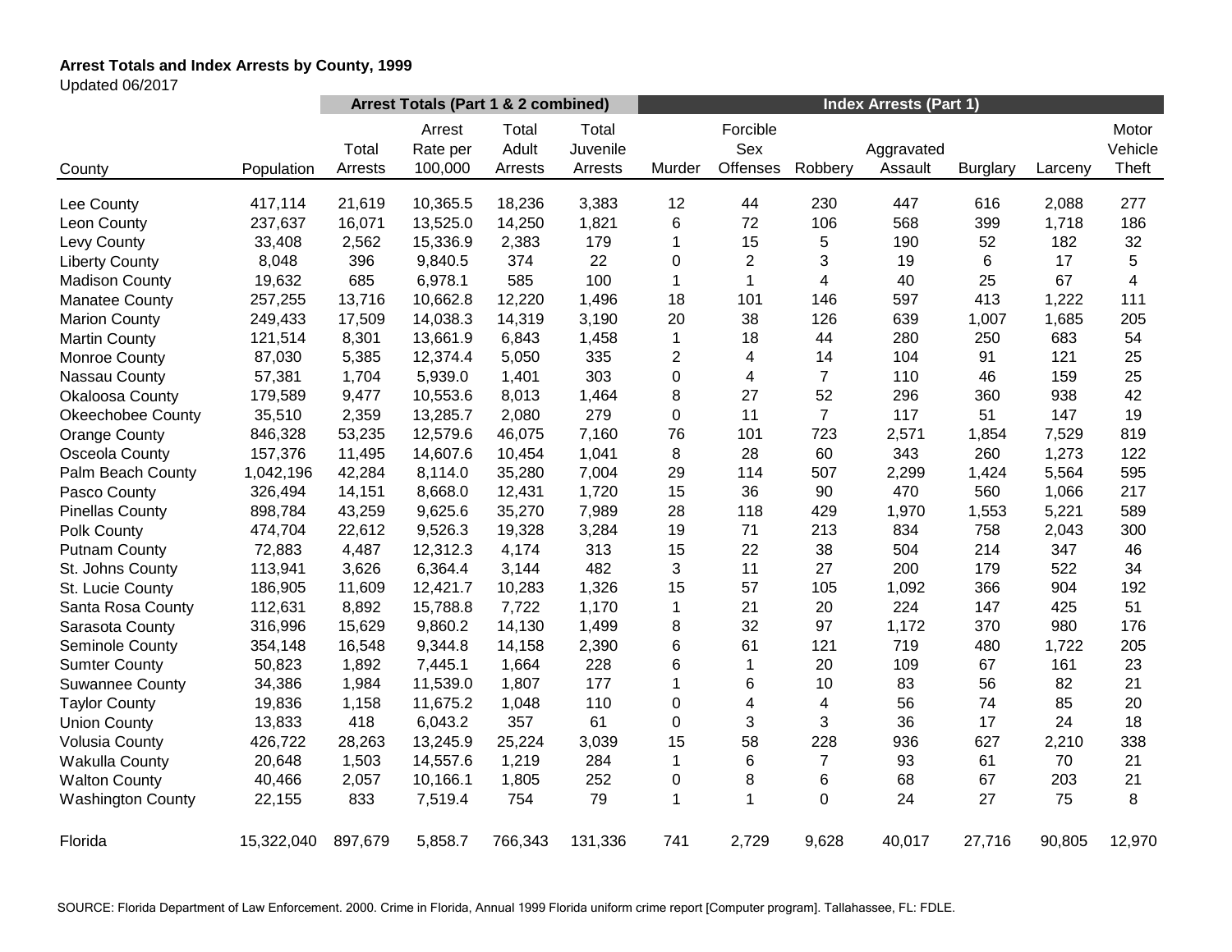**Arrest Totals and Index Arrests by County, 1999**

Updated 06/2017

| County | Population | Arrest Totals (Part 1 & 2 combined) | | | | Index Arrests (Part 1) | | | | | | |
|---|---|---|---|---|---|---|---|---|---|---|---|---|
| | | Total Arrests | Arrest Rate per 100,000 | Total Adult Arrests | Total Juvenile Arrests | Murder | Forcible Sex Offenses | Robbery | Aggravated Assault | Burglary | Larceny | Motor Vehicle Theft |
| Lee County | 417,114 | 21,619 | 10,365.5 | 18,236 | 3,383 | 12 | 44 | 230 | 447 | 616 | 2,088 | 277 |
| Leon County | 237,637 | 16,071 | 13,525.0 | 14,250 | 1,821 | 6 | 72 | 106 | 568 | 399 | 1,718 | 186 |
| Levy County | 33,408 | 2,562 | 15,336.9 | 2,383 | 179 | 1 | 15 | 5 | 190 | 52 | 182 | 32 |
| Liberty County | 8,048 | 396 | 9,840.5 | 374 | 22 | 0 | 2 | 3 | 19 | 6 | 17 | 5 |
| Madison County | 19,632 | 685 | 6,978.1 | 585 | 100 | 1 | 1 | 4 | 40 | 25 | 67 | 4 |
| Manatee County | 257,255 | 13,716 | 10,662.8 | 12,220 | 1,496 | 18 | 101 | 146 | 597 | 413 | 1,222 | 111 |
| Marion County | 249,433 | 17,509 | 14,038.3 | 14,319 | 3,190 | 20 | 38 | 126 | 639 | 1,007 | 1,685 | 205 |
| Martin County | 121,514 | 8,301 | 13,661.9 | 6,843 | 1,458 | 1 | 18 | 44 | 280 | 250 | 683 | 54 |
| Monroe County | 87,030 | 5,385 | 12,374.4 | 5,050 | 335 | 2 | 4 | 14 | 104 | 91 | 121 | 25 |
| Nassau County | 57,381 | 1,704 | 5,939.0 | 1,401 | 303 | 0 | 4 | 7 | 110 | 46 | 159 | 25 |
| Okaloosa County | 179,589 | 9,477 | 10,553.6 | 8,013 | 1,464 | 8 | 27 | 52 | 296 | 360 | 938 | 42 |
| Okeechobee County | 35,510 | 2,359 | 13,285.7 | 2,080 | 279 | 0 | 11 | 7 | 117 | 51 | 147 | 19 |
| Orange County | 846,328 | 53,235 | 12,579.6 | 46,075 | 7,160 | 76 | 101 | 723 | 2,571 | 1,854 | 7,529 | 819 |
| Osceola County | 157,376 | 11,495 | 14,607.6 | 10,454 | 1,041 | 8 | 28 | 60 | 343 | 260 | 1,273 | 122 |
| Palm Beach County | 1,042,196 | 42,284 | 8,114.0 | 35,280 | 7,004 | 29 | 114 | 507 | 2,299 | 1,424 | 5,564 | 595 |
| Pasco County | 326,494 | 14,151 | 8,668.0 | 12,431 | 1,720 | 15 | 36 | 90 | 470 | 560 | 1,066 | 217 |
| Pinellas County | 898,784 | 43,259 | 9,625.6 | 35,270 | 7,989 | 28 | 118 | 429 | 1,970 | 1,553 | 5,221 | 589 |
| Polk County | 474,704 | 22,612 | 9,526.3 | 19,328 | 3,284 | 19 | 71 | 213 | 834 | 758 | 2,043 | 300 |
| Putnam County | 72,883 | 4,487 | 12,312.3 | 4,174 | 313 | 15 | 22 | 38 | 504 | 214 | 347 | 46 |
| St. Johns County | 113,941 | 3,626 | 6,364.4 | 3,144 | 482 | 3 | 11 | 27 | 200 | 179 | 522 | 34 |
| St. Lucie County | 186,905 | 11,609 | 12,421.7 | 10,283 | 1,326 | 15 | 57 | 105 | 1,092 | 366 | 904 | 192 |
| Santa Rosa County | 112,631 | 8,892 | 15,788.8 | 7,722 | 1,170 | 1 | 21 | 20 | 224 | 147 | 425 | 51 |
| Sarasota County | 316,996 | 15,629 | 9,860.2 | 14,130 | 1,499 | 8 | 32 | 97 | 1,172 | 370 | 980 | 176 |
| Seminole County | 354,148 | 16,548 | 9,344.8 | 14,158 | 2,390 | 6 | 61 | 121 | 719 | 480 | 1,722 | 205 |
| Sumter County | 50,823 | 1,892 | 7,445.1 | 1,664 | 228 | 6 | 1 | 20 | 109 | 67 | 161 | 23 |
| Suwannee County | 34,386 | 1,984 | 11,539.0 | 1,807 | 177 | 1 | 6 | 10 | 83 | 56 | 82 | 21 |
| Taylor County | 19,836 | 1,158 | 11,675.2 | 1,048 | 110 | 0 | 4 | 4 | 56 | 74 | 85 | 20 |
| Union County | 13,833 | 418 | 6,043.2 | 357 | 61 | 0 | 3 | 3 | 36 | 17 | 24 | 18 |
| Volusia County | 426,722 | 28,263 | 13,245.9 | 25,224 | 3,039 | 15 | 58 | 228 | 936 | 627 | 2,210 | 338 |
| Wakulla County | 20,648 | 1,503 | 14,557.6 | 1,219 | 284 | 1 | 6 | 7 | 93 | 61 | 70 | 21 |
| Walton County | 40,466 | 2,057 | 10,166.1 | 1,805 | 252 | 0 | 8 | 6 | 68 | 67 | 203 | 21 |
| Washington County | 22,155 | 833 | 7,519.4 | 754 | 79 | 1 | 1 | 0 | 24 | 27 | 75 | 8 |
| Florida | 15,322,040 | 897,679 | 5,858.7 | 766,343 | 131,336 | 741 | 2,729 | 9,628 | 40,017 | 27,716 | 90,805 | 12,970 |

SOURCE: Florida Department of Law Enforcement. 2000. Crime in Florida, Annual 1999 Florida uniform crime report [Computer program]. Tallahassee, FL: FDLE.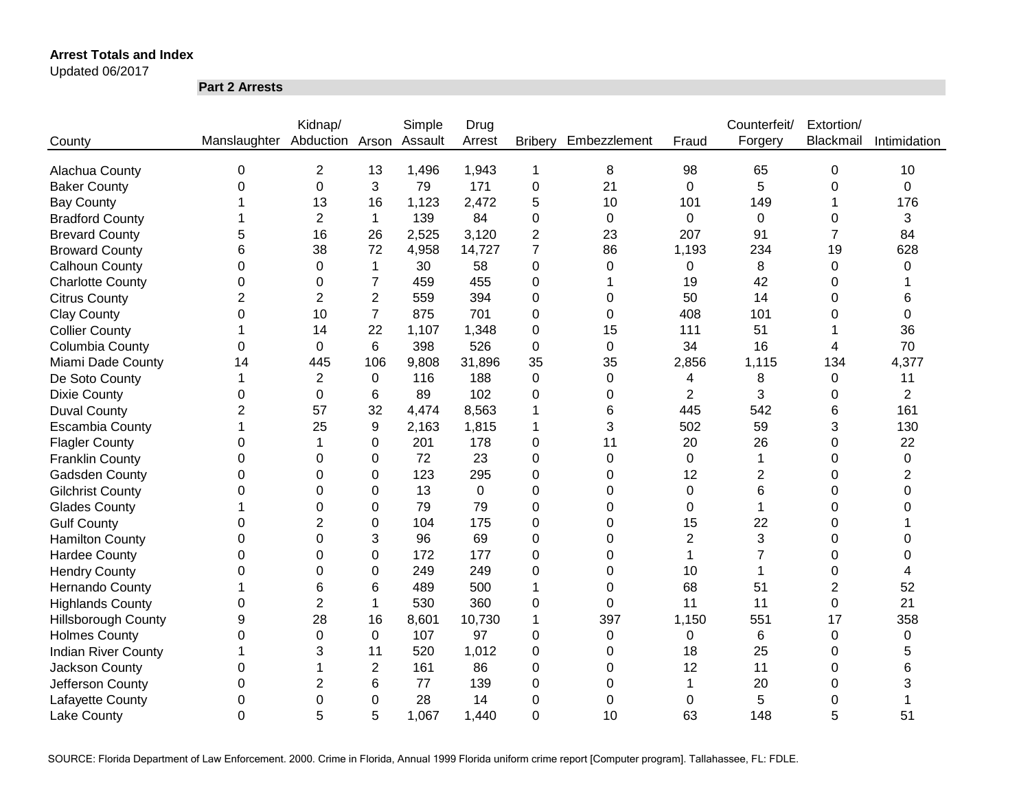**Arrest Totals and Index**

Updated 06/2017

**Part 2 Arrests**

| County | Manslaughter | Kidnap/ Abduction | Arson | Simple Assault | Drug Arrest | Bribery | Embezzlement | Fraud | Counterfeit/ Forgery | Extortion/ Blackmail | Intimidation |
|---|---|---|---|---|---|---|---|---|---|---|---|
| Alachua County | 0 | 2 | 13 | 1,496 | 1,943 | 1 | 8 | 98 | 65 | 0 | 10 |
| Baker County | 0 | 0 | 3 | 79 | 171 | 0 | 21 | 0 | 5 | 0 | 0 |
| Bay County | 1 | 13 | 16 | 1,123 | 2,472 | 5 | 10 | 101 | 149 | 1 | 176 |
| Bradford County | 1 | 2 | 1 | 139 | 84 | 0 | 0 | 0 | 0 | 0 | 3 |
| Brevard County | 5 | 16 | 26 | 2,525 | 3,120 | 2 | 23 | 207 | 91 | 7 | 84 |
| Broward County | 6 | 38 | 72 | 4,958 | 14,727 | 7 | 86 | 1,193 | 234 | 19 | 628 |
| Calhoun County | 0 | 0 | 1 | 30 | 58 | 0 | 0 | 0 | 8 | 0 | 0 |
| Charlotte County | 0 | 0 | 7 | 459 | 455 | 0 | 1 | 19 | 42 | 0 | 1 |
| Citrus County | 2 | 2 | 2 | 559 | 394 | 0 | 0 | 50 | 14 | 0 | 6 |
| Clay County | 0 | 10 | 7 | 875 | 701 | 0 | 0 | 408 | 101 | 0 | 0 |
| Collier County | 1 | 14 | 22 | 1,107 | 1,348 | 0 | 15 | 111 | 51 | 1 | 36 |
| Columbia County | 0 | 0 | 6 | 398 | 526 | 0 | 0 | 34 | 16 | 4 | 70 |
| Miami Dade County | 14 | 445 | 106 | 9,808 | 31,896 | 35 | 35 | 2,856 | 1,115 | 134 | 4,377 |
| De Soto County | 1 | 2 | 0 | 116 | 188 | 0 | 0 | 4 | 8 | 0 | 11 |
| Dixie County | 0 | 0 | 6 | 89 | 102 | 0 | 0 | 2 | 3 | 0 | 2 |
| Duval County | 2 | 57 | 32 | 4,474 | 8,563 | 1 | 6 | 445 | 542 | 6 | 161 |
| Escambia County | 1 | 25 | 9 | 2,163 | 1,815 | 1 | 3 | 502 | 59 | 3 | 130 |
| Flagler County | 0 | 1 | 0 | 201 | 178 | 0 | 11 | 20 | 26 | 0 | 22 |
| Franklin County | 0 | 0 | 0 | 72 | 23 | 0 | 0 | 0 | 1 | 0 | 0 |
| Gadsden County | 0 | 0 | 0 | 123 | 295 | 0 | 0 | 12 | 2 | 0 | 2 |
| Gilchrist County | 0 | 0 | 0 | 13 | 0 | 0 | 0 | 0 | 6 | 0 | 0 |
| Glades County | 1 | 0 | 0 | 79 | 79 | 0 | 0 | 0 | 1 | 0 | 0 |
| Gulf County | 0 | 2 | 0 | 104 | 175 | 0 | 0 | 15 | 22 | 0 | 1 |
| Hamilton County | 0 | 0 | 3 | 96 | 69 | 0 | 0 | 2 | 3 | 0 | 0 |
| Hardee County | 0 | 0 | 0 | 172 | 177 | 0 | 0 | 1 | 7 | 0 | 0 |
| Hendry County | 0 | 0 | 0 | 249 | 249 | 0 | 0 | 10 | 1 | 0 | 4 |
| Hernando County | 1 | 6 | 6 | 489 | 500 | 1 | 0 | 68 | 51 | 2 | 52 |
| Highlands County | 0 | 2 | 1 | 530 | 360 | 0 | 0 | 11 | 11 | 0 | 21 |
| Hillsborough County | 9 | 28 | 16 | 8,601 | 10,730 | 1 | 397 | 1,150 | 551 | 17 | 358 |
| Holmes County | 0 | 0 | 0 | 107 | 97 | 0 | 0 | 0 | 6 | 0 | 0 |
| Indian River County | 1 | 3 | 11 | 520 | 1,012 | 0 | 0 | 18 | 25 | 0 | 5 |
| Jackson County | 0 | 1 | 2 | 161 | 86 | 0 | 0 | 12 | 11 | 0 | 6 |
| Jefferson County | 0 | 2 | 6 | 77 | 139 | 0 | 0 | 1 | 20 | 0 | 3 |
| Lafayette County | 0 | 0 | 0 | 28 | 14 | 0 | 0 | 0 | 5 | 0 | 1 |
| Lake County | 0 | 5 | 5 | 1,067 | 1,440 | 0 | 10 | 63 | 148 | 5 | 51 |

SOURCE: Florida Department of Law Enforcement. 2000. Crime in Florida, Annual 1999 Florida uniform crime report [Computer program]. Tallahassee, FL: FDLE.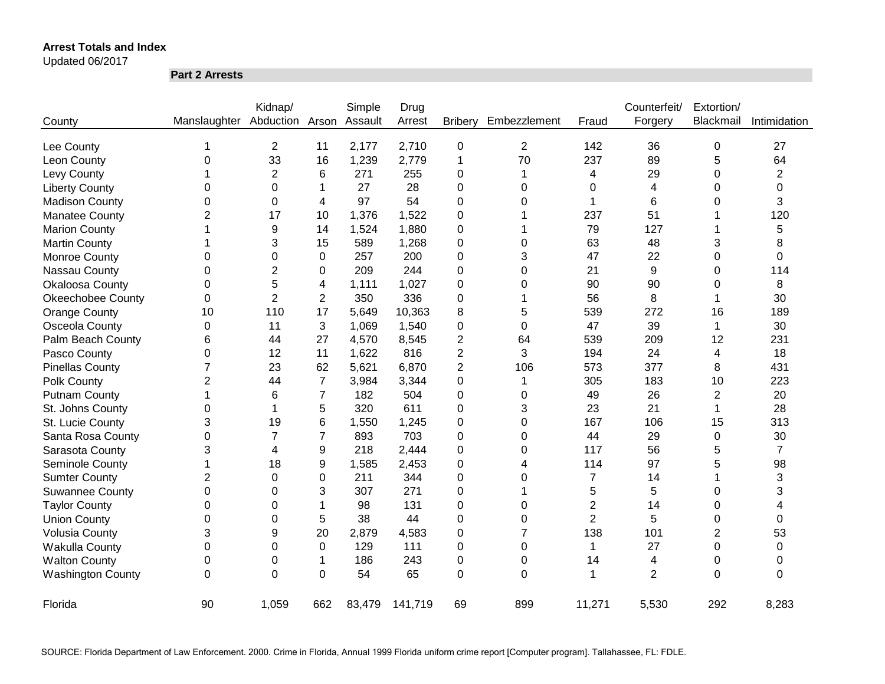**Arrest Totals and Index**

Updated 06/2017

**Part 2 Arrests**

| County | Manslaughter | Kidnap/ Abduction | Arson | Simple Assault | Drug Arrest | Bribery | Embezzlement | Fraud | Counterfeit/ Forgery | Extortion/ Blackmail | Intimidation |
|---|---|---|---|---|---|---|---|---|---|---|---|
| Lee County | 1 | 2 | 11 | 2,177 | 2,710 | 0 | 2 | 142 | 36 | 0 | 27 |
| Leon County | 0 | 33 | 16 | 1,239 | 2,779 | 1 | 70 | 237 | 89 | 5 | 64 |
| Levy County | 1 | 2 | 6 | 271 | 255 | 0 | 1 | 4 | 29 | 0 | 2 |
| Liberty County | 0 | 0 | 1 | 27 | 28 | 0 | 0 | 0 | 4 | 0 | 0 |
| Madison County | 0 | 0 | 4 | 97 | 54 | 0 | 0 | 1 | 6 | 0 | 3 |
| Manatee County | 2 | 17 | 10 | 1,376 | 1,522 | 0 | 1 | 237 | 51 | 1 | 120 |
| Marion County | 1 | 9 | 14 | 1,524 | 1,880 | 0 | 1 | 79 | 127 | 1 | 5 |
| Martin County | 1 | 3 | 15 | 589 | 1,268 | 0 | 0 | 63 | 48 | 3 | 8 |
| Monroe County | 0 | 0 | 0 | 257 | 200 | 0 | 3 | 47 | 22 | 0 | 0 |
| Nassau County | 0 | 2 | 0 | 209 | 244 | 0 | 0 | 21 | 9 | 0 | 114 |
| Okaloosa County | 0 | 5 | 4 | 1,111 | 1,027 | 0 | 0 | 90 | 90 | 0 | 8 |
| Okeechobee County | 0 | 2 | 2 | 350 | 336 | 0 | 1 | 56 | 8 | 1 | 30 |
| Orange County | 10 | 110 | 17 | 5,649 | 10,363 | 8 | 5 | 539 | 272 | 16 | 189 |
| Osceola County | 0 | 11 | 3 | 1,069 | 1,540 | 0 | 0 | 47 | 39 | 1 | 30 |
| Palm Beach County | 6 | 44 | 27 | 4,570 | 8,545 | 2 | 64 | 539 | 209 | 12 | 231 |
| Pasco County | 0 | 12 | 11 | 1,622 | 816 | 2 | 3 | 194 | 24 | 4 | 18 |
| Pinellas County | 7 | 23 | 62 | 5,621 | 6,870 | 2 | 106 | 573 | 377 | 8 | 431 |
| Polk County | 2 | 44 | 7 | 3,984 | 3,344 | 0 | 1 | 305 | 183 | 10 | 223 |
| Putnam County | 1 | 6 | 7 | 182 | 504 | 0 | 0 | 49 | 26 | 2 | 20 |
| St. Johns County | 0 | 1 | 5 | 320 | 611 | 0 | 3 | 23 | 21 | 1 | 28 |
| St. Lucie County | 3 | 19 | 6 | 1,550 | 1,245 | 0 | 0 | 167 | 106 | 15 | 313 |
| Santa Rosa County | 0 | 7 | 7 | 893 | 703 | 0 | 0 | 44 | 29 | 0 | 30 |
| Sarasota County | 3 | 4 | 9 | 218 | 2,444 | 0 | 0 | 117 | 56 | 5 | 7 |
| Seminole County | 1 | 18 | 9 | 1,585 | 2,453 | 0 | 4 | 114 | 97 | 5 | 98 |
| Sumter County | 2 | 0 | 0 | 211 | 344 | 0 | 0 | 7 | 14 | 1 | 3 |
| Suwannee County | 0 | 0 | 3 | 307 | 271 | 0 | 1 | 5 | 5 | 0 | 3 |
| Taylor County | 0 | 0 | 1 | 98 | 131 | 0 | 0 | 2 | 14 | 0 | 4 |
| Union County | 0 | 0 | 5 | 38 | 44 | 0 | 0 | 2 | 5 | 0 | 0 |
| Volusia County | 3 | 9 | 20 | 2,879 | 4,583 | 0 | 7 | 138 | 101 | 2 | 53 |
| Wakulla County | 0 | 0 | 0 | 129 | 111 | 0 | 0 | 1 | 27 | 0 | 0 |
| Walton County | 0 | 0 | 1 | 186 | 243 | 0 | 0 | 14 | 4 | 0 | 0 |
| Washington County | 0 | 0 | 0 | 54 | 65 | 0 | 0 | 1 | 2 | 0 | 0 |
| Florida | 90 | 1,059 | 662 | 83,479 | 141,719 | 69 | 899 | 11,271 | 5,530 | 292 | 8,283 |

SOURCE: Florida Department of Law Enforcement. 2000. Crime in Florida, Annual 1999 Florida uniform crime report [Computer program]. Tallahassee, FL: FDLE.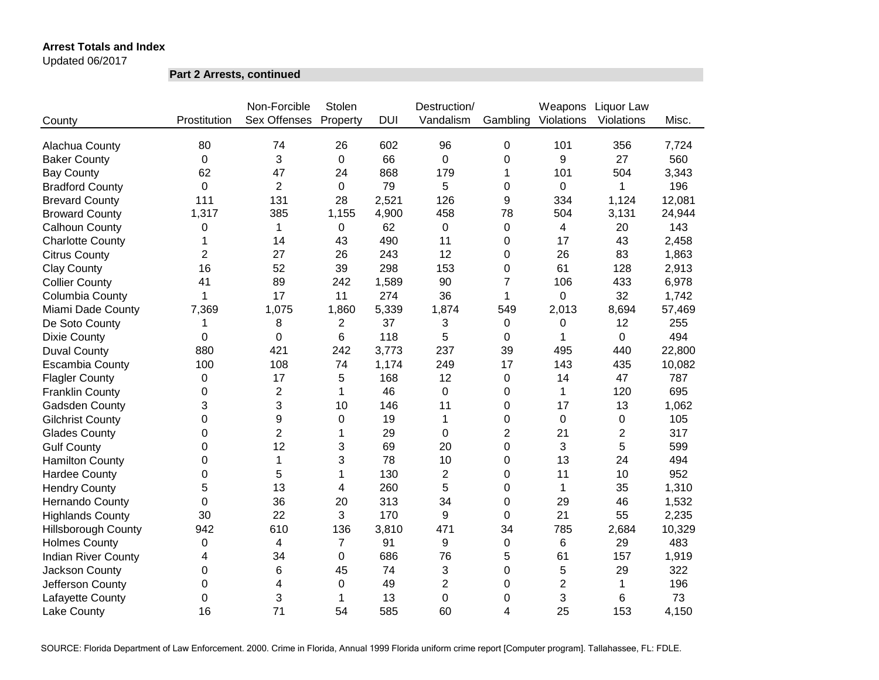**Arrest Totals and Index**

Updated 06/2017

**Part 2 Arrests, continued**

| County | Prostitution | Non-Forcible Sex Offenses | Stolen Property | DUI | Destruction/ Vandalism | Gambling | Weapons Violations | Liquor Law Violations | Misc. |
|---|---|---|---|---|---|---|---|---|---|
| Alachua County | 80 | 74 | 26 | 602 | 96 | 0 | 101 | 356 | 7,724 |
| Baker County | 0 | 3 | 0 | 66 | 0 | 0 | 9 | 27 | 560 |
| Bay County | 62 | 47 | 24 | 868 | 179 | 1 | 101 | 504 | 3,343 |
| Bradford County | 0 | 2 | 0 | 79 | 5 | 0 | 0 | 1 | 196 |
| Brevard County | 111 | 131 | 28 | 2,521 | 126 | 9 | 334 | 1,124 | 12,081 |
| Broward County | 1,317 | 385 | 1,155 | 4,900 | 458 | 78 | 504 | 3,131 | 24,944 |
| Calhoun County | 0 | 1 | 0 | 62 | 0 | 0 | 4 | 20 | 143 |
| Charlotte County | 1 | 14 | 43 | 490 | 11 | 0 | 17 | 43 | 2,458 |
| Citrus County | 2 | 27 | 26 | 243 | 12 | 0 | 26 | 83 | 1,863 |
| Clay County | 16 | 52 | 39 | 298 | 153 | 0 | 61 | 128 | 2,913 |
| Collier County | 41 | 89 | 242 | 1,589 | 90 | 7 | 106 | 433 | 6,978 |
| Columbia County | 1 | 17 | 11 | 274 | 36 | 1 | 0 | 32 | 1,742 |
| Miami Dade County | 7,369 | 1,075 | 1,860 | 5,339 | 1,874 | 549 | 2,013 | 8,694 | 57,469 |
| De Soto County | 1 | 8 | 2 | 37 | 3 | 0 | 0 | 12 | 255 |
| Dixie County | 0 | 0 | 6 | 118 | 5 | 0 | 1 | 0 | 494 |
| Duval County | 880 | 421 | 242 | 3,773 | 237 | 39 | 495 | 440 | 22,800 |
| Escambia County | 100 | 108 | 74 | 1,174 | 249 | 17 | 143 | 435 | 10,082 |
| Flagler County | 0 | 17 | 5 | 168 | 12 | 0 | 14 | 47 | 787 |
| Franklin County | 0 | 2 | 1 | 46 | 0 | 0 | 1 | 120 | 695 |
| Gadsden County | 3 | 3 | 10 | 146 | 11 | 0 | 17 | 13 | 1,062 |
| Gilchrist County | 0 | 9 | 0 | 19 | 1 | 0 | 0 | 0 | 105 |
| Glades County | 0 | 2 | 1 | 29 | 0 | 2 | 21 | 2 | 317 |
| Gulf County | 0 | 12 | 3 | 69 | 20 | 0 | 3 | 5 | 599 |
| Hamilton County | 0 | 1 | 3 | 78 | 10 | 0 | 13 | 24 | 494 |
| Hardee County | 0 | 5 | 1 | 130 | 2 | 0 | 11 | 10 | 952 |
| Hendry County | 5 | 13 | 4 | 260 | 5 | 0 | 1 | 35 | 1,310 |
| Hernando County | 0 | 36 | 20 | 313 | 34 | 0 | 29 | 46 | 1,532 |
| Highlands County | 30 | 22 | 3 | 170 | 9 | 0 | 21 | 55 | 2,235 |
| Hillsborough County | 942 | 610 | 136 | 3,810 | 471 | 34 | 785 | 2,684 | 10,329 |
| Holmes County | 0 | 4 | 7 | 91 | 9 | 0 | 6 | 29 | 483 |
| Indian River County | 4 | 34 | 0 | 686 | 76 | 5 | 61 | 157 | 1,919 |
| Jackson County | 0 | 6 | 45 | 74 | 3 | 0 | 5 | 29 | 322 |
| Jefferson County | 0 | 4 | 0 | 49 | 2 | 0 | 2 | 1 | 196 |
| Lafayette County | 0 | 3 | 1 | 13 | 0 | 0 | 3 | 6 | 73 |
| Lake County | 16 | 71 | 54 | 585 | 60 | 4 | 25 | 153 | 4,150 |

SOURCE: Florida Department of Law Enforcement. 2000. Crime in Florida, Annual 1999 Florida uniform crime report [Computer program]. Tallahassee, FL: FDLE.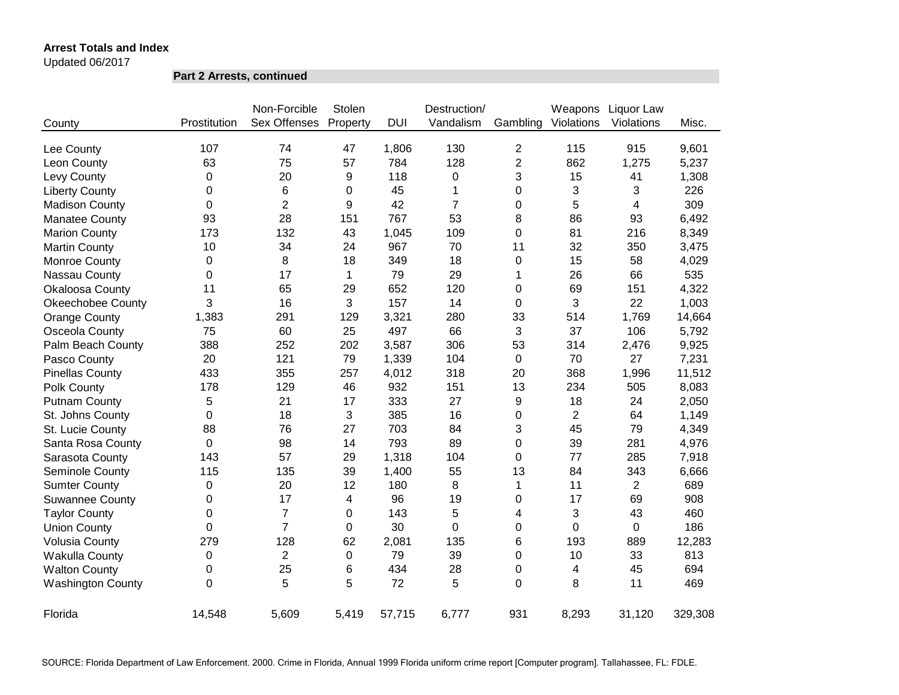**Arrest Totals and Index**
Updated 06/2017

**Part 2 Arrests, continued**

| County | Prostitution | Non-Forcible Sex Offenses | Stolen Property | DUI | Destruction/ Vandalism | Gambling | Weapons Violations | Liquor Law Violations | Misc. |
|---|---|---|---|---|---|---|---|---|---|
| Lee County | 107 | 74 | 47 | 1,806 | 130 | 2 | 115 | 915 | 9,601 |
| Leon County | 63 | 75 | 57 | 784 | 128 | 2 | 862 | 1,275 | 5,237 |
| Levy County | 0 | 20 | 9 | 118 | 0 | 3 | 15 | 41 | 1,308 |
| Liberty County | 0 | 6 | 0 | 45 | 1 | 0 | 3 | 3 | 226 |
| Madison County | 0 | 2 | 9 | 42 | 7 | 0 | 5 | 4 | 309 |
| Manatee County | 93 | 28 | 151 | 767 | 53 | 8 | 86 | 93 | 6,492 |
| Marion County | 173 | 132 | 43 | 1,045 | 109 | 0 | 81 | 216 | 8,349 |
| Martin County | 10 | 34 | 24 | 967 | 70 | 11 | 32 | 350 | 3,475 |
| Monroe County | 0 | 8 | 18 | 349 | 18 | 0 | 15 | 58 | 4,029 |
| Nassau County | 0 | 17 | 1 | 79 | 29 | 1 | 26 | 66 | 535 |
| Okaloosa County | 11 | 65 | 29 | 652 | 120 | 0 | 69 | 151 | 4,322 |
| Okeechobee County | 3 | 16 | 3 | 157 | 14 | 0 | 3 | 22 | 1,003 |
| Orange County | 1,383 | 291 | 129 | 3,321 | 280 | 33 | 514 | 1,769 | 14,664 |
| Osceola County | 75 | 60 | 25 | 497 | 66 | 3 | 37 | 106 | 5,792 |
| Palm Beach County | 388 | 252 | 202 | 3,587 | 306 | 53 | 314 | 2,476 | 9,925 |
| Pasco County | 20 | 121 | 79 | 1,339 | 104 | 0 | 70 | 27 | 7,231 |
| Pinellas County | 433 | 355 | 257 | 4,012 | 318 | 20 | 368 | 1,996 | 11,512 |
| Polk County | 178 | 129 | 46 | 932 | 151 | 13 | 234 | 505 | 8,083 |
| Putnam County | 5 | 21 | 17 | 333 | 27 | 9 | 18 | 24 | 2,050 |
| St. Johns County | 0 | 18 | 3 | 385 | 16 | 0 | 2 | 64 | 1,149 |
| St. Lucie County | 88 | 76 | 27 | 703 | 84 | 3 | 45 | 79 | 4,349 |
| Santa Rosa County | 0 | 98 | 14 | 793 | 89 | 0 | 39 | 281 | 4,976 |
| Sarasota County | 143 | 57 | 29 | 1,318 | 104 | 0 | 77 | 285 | 7,918 |
| Seminole County | 115 | 135 | 39 | 1,400 | 55 | 13 | 84 | 343 | 6,666 |
| Sumter County | 0 | 20 | 12 | 180 | 8 | 1 | 11 | 2 | 689 |
| Suwannee County | 0 | 17 | 4 | 96 | 19 | 0 | 17 | 69 | 908 |
| Taylor County | 0 | 7 | 0 | 143 | 5 | 4 | 3 | 43 | 460 |
| Union County | 0 | 7 | 0 | 30 | 0 | 0 | 0 | 0 | 186 |
| Volusia County | 279 | 128 | 62 | 2,081 | 135 | 6 | 193 | 889 | 12,283 |
| Wakulla County | 0 | 2 | 0 | 79 | 39 | 0 | 10 | 33 | 813 |
| Walton County | 0 | 25 | 6 | 434 | 28 | 0 | 4 | 45 | 694 |
| Washington County | 0 | 5 | 5 | 72 | 5 | 0 | 8 | 11 | 469 |
| Florida | 14,548 | 5,609 | 5,419 | 57,715 | 6,777 | 931 | 8,293 | 31,120 | 329,308 |

SOURCE: Florida Department of Law Enforcement. 2000. Crime in Florida, Annual 1999 Florida uniform crime report [Computer program]. Tallahassee, FL: FDLE.